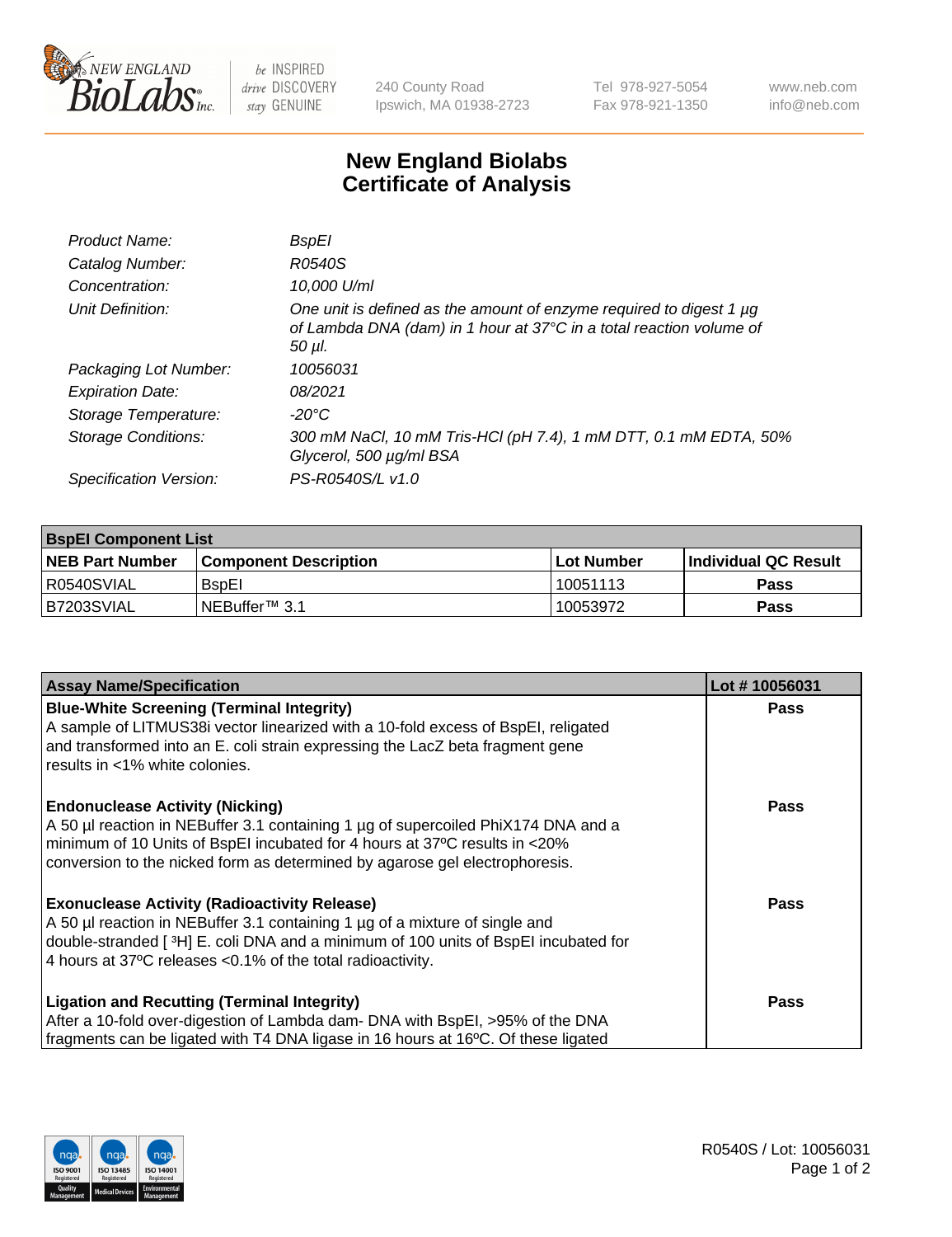240 County Road
Ipswich, MA 01938-2723

Tel 978-927-5054
Fax 978-921-1350

www.neb.com
info@neb.com

# New England Biolabs
# Certificate of Analysis

| | |
|---|---|
| *Product Name:* | *BspEI* |
| *Catalog Number:* | *R0540S* |
| *Concentration:* | *10,000 U/ml* |
| *Unit Definition:* | *One unit is defined as the amount of enzyme required to digest 1 µg of Lambda DNA (dam) in 1 hour at 37°C in a total reaction volume of 50 µl.* |
| *Packaging Lot Number:* | *10056031* |
| *Expiration Date:* | *08/2021* |
| *Storage Temperature:* | *-20°C* |
| *Storage Conditions:* | *300 mM NaCl, 10 mM Tris-HCl (pH 7.4), 1 mM DTT, 0.1 mM EDTA, 50% Glycerol, 500 µg/ml BSA* |
| *Specification Version:* | *PS-R0540S/L v1.0* |

| **BspEI Component List** | | | |
|---|---|---|---|
| **NEB Part Number** | **Component Description** | **Lot Number** | **Individual QC Result** |
| R0540SVIAL | BspEI | 10051113 | **Pass** |
| B7203SVIAL | NEBuffer™ 3.1 | 10053972 | **Pass** |

| **Assay Name/Specification** | **Lot # 10056031** |
|---|---|
| **Blue-White Screening (Terminal Integrity)**<br>A sample of LITMUS38i vector linearized with a 10-fold excess of BspEI, religated and transformed into an E. coli strain expressing the LacZ beta fragment gene results in <1% white colonies. | **Pass** |
| **Endonuclease Activity (Nicking)**<br>A 50 µl reaction in NEBuffer 3.1 containing 1 µg of supercoiled PhiX174 DNA and a minimum of 10 Units of BspEI incubated for 4 hours at 37ºC results in <20% conversion to the nicked form as determined by agarose gel electrophoresis. | **Pass** |
| **Exonuclease Activity (Radioactivity Release)**<br>A 50 µl reaction in NEBuffer 3.1 containing 1 µg of a mixture of single and double-stranded [ $^{3}$H] E. coli DNA and a minimum of 100 units of BspEI incubated for 4 hours at 37ºC releases <0.1% of the total radioactivity. | **Pass** |
| **Ligation and Recutting (Terminal Integrity)**<br>After a 10-fold over-digestion of Lambda dam- DNA with BspEI, >95% of the DNA fragments can be ligated with T4 DNA ligase in 16 hours at 16ºC. Of these ligated | **Pass** |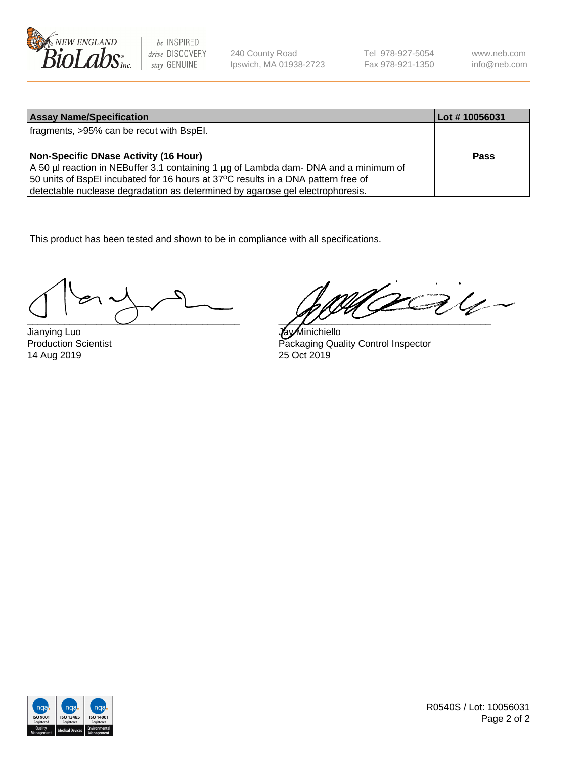| Assay Name/Specification | Lot # 10056031 |
| --- | --- |
| fragments, >95% can be recut with BspEI. | |
| **Non-Specific DNase Activity (16 Hour)**<br>A 50 µl reaction in NEBuffer 3.1 containing 1 µg of Lambda dam- DNA and a minimum of 50 units of BspEI incubated for 16 hours at 37ºC results in a DNA pattern free of detectable nuclease degradation as determined by agarose gel electrophoresis. | **Pass** |

This product has been tested and shown to be in compliance with all specifications.

Jianying Luo
Production Scientist
14 Aug 2019

Jay Minichiello
Packaging Quality Control Inspector
25 Oct 2019

R0540S / Lot: 10056031